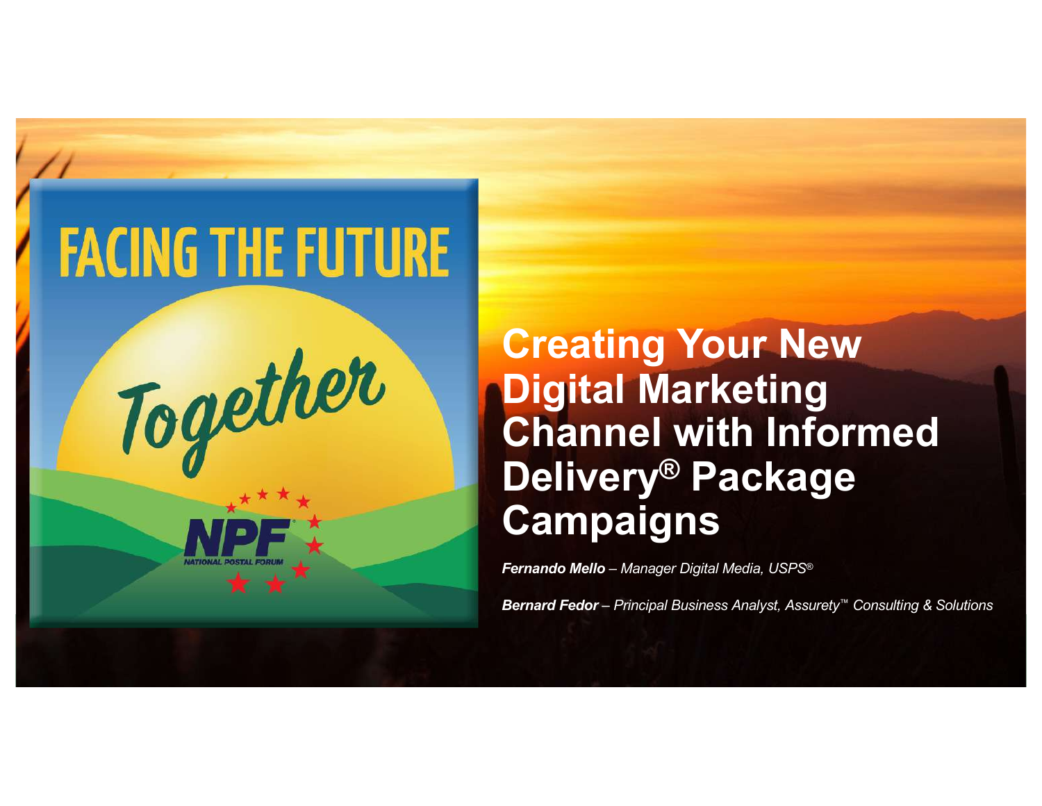FACING THE FUTURE

Together

NPF

NATIONAL POSTAL FORUM

# Creating Your New Digital Marketing Channel with Informed Delivery® Package Campaigns

***Fernando Mello** – Manager Digital Media, USPS®*

***Bernard Fedor** – Principal Business Analyst, Assurety™ Consulting & Solutions*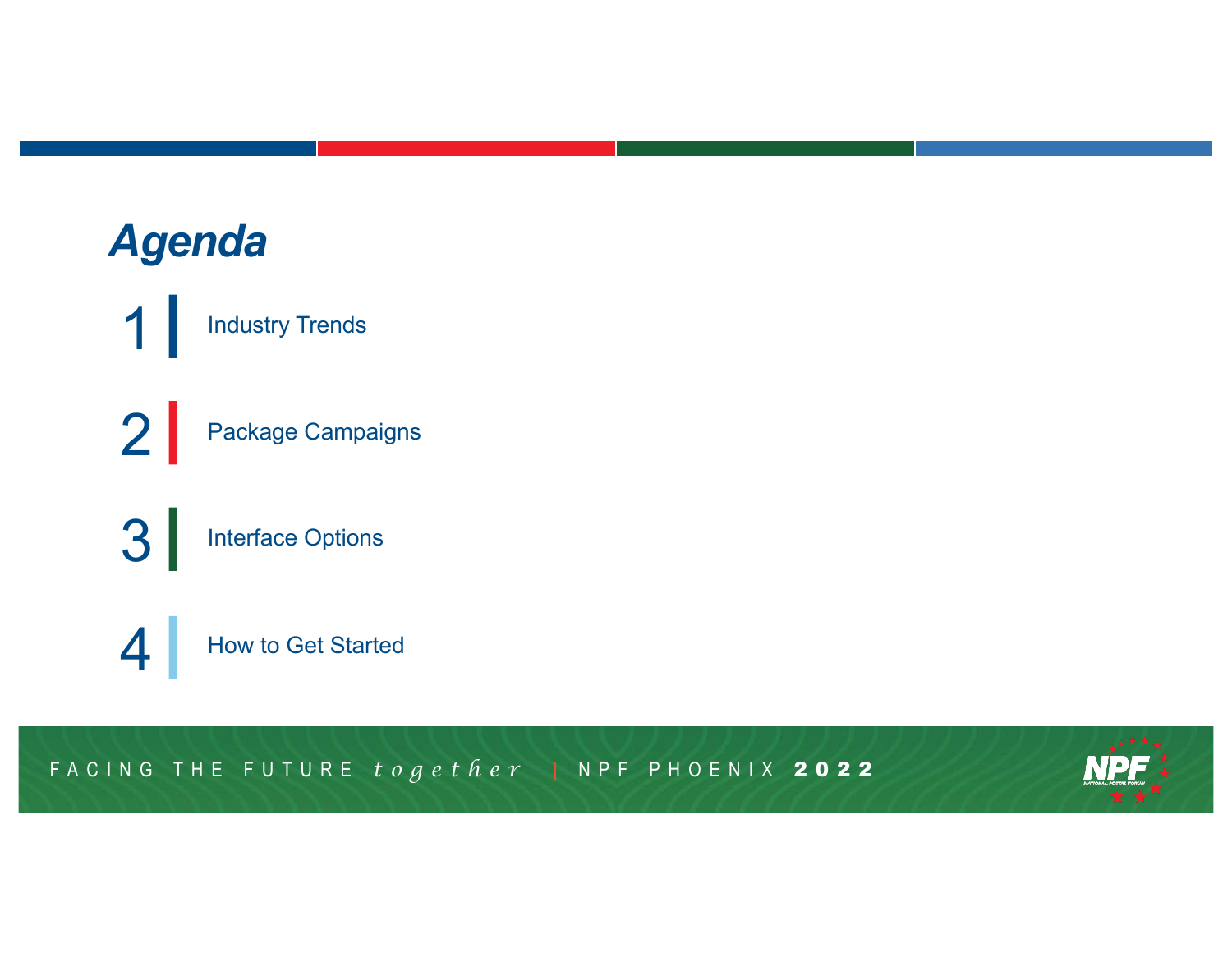# *Agenda*

1. Industry Trends
2. Package Campaigns
3. Interface Options
4. How to Get Started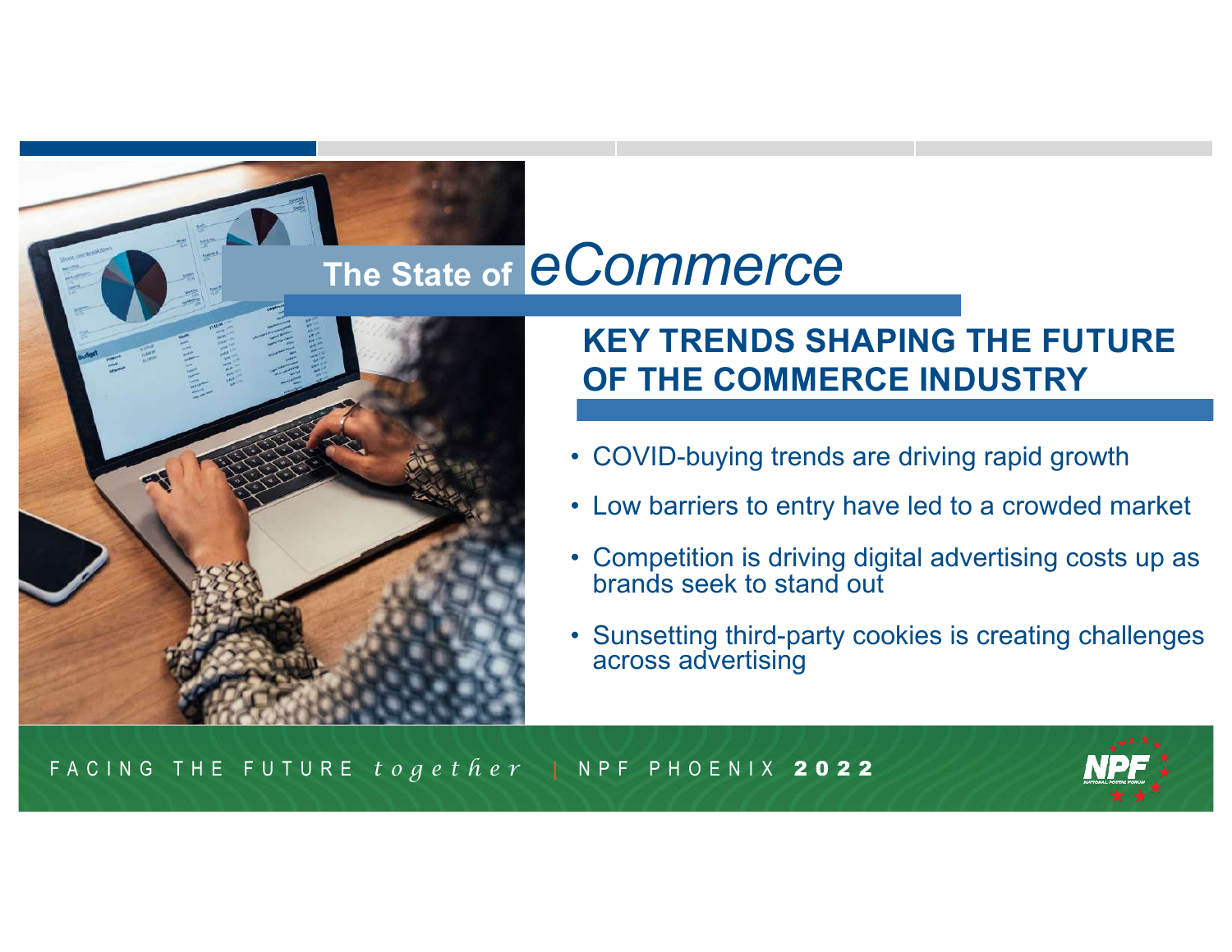# The State of *eCommerce*

## KEY TRENDS SHAPING THE FUTURE OF THE COMMERCE INDUSTRY

- COVID-buying trends are driving rapid growth
- Low barriers to entry have led to a crowded market
- Competition is driving digital advertising costs up as brands seek to stand out
- Sunsetting third-party cookies is creating challenges across advertising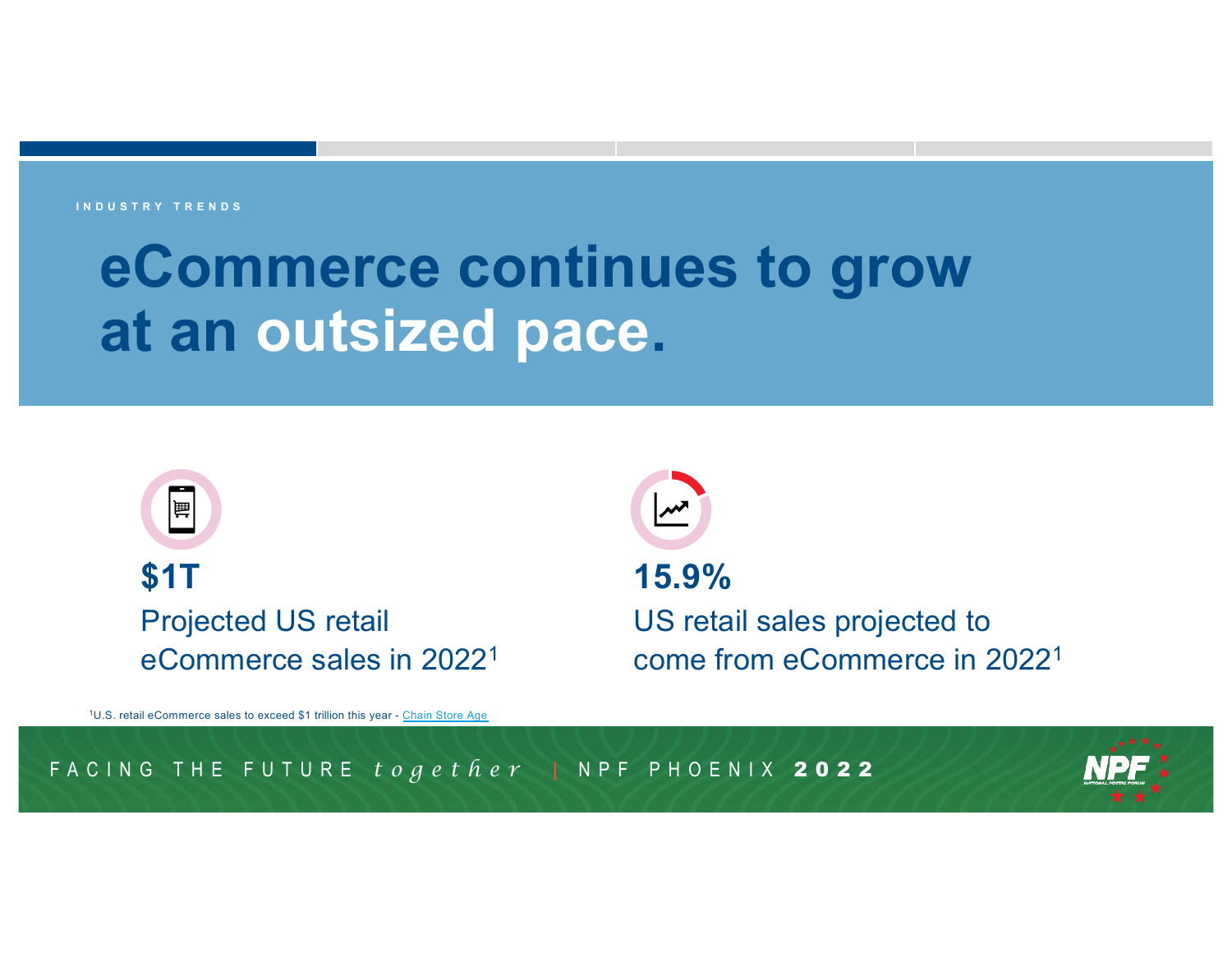INDUSTRY TRENDS

# eCommerce continues to grow at an outsized pace.

**$1T**

Projected US retail eCommerce sales in 2022[1]

**15.9%**

US retail sales projected to come from eCommerce in 2022[1]

[1]U.S. retail eCommerce sales to exceed $1 trillion this year - Chain Store Age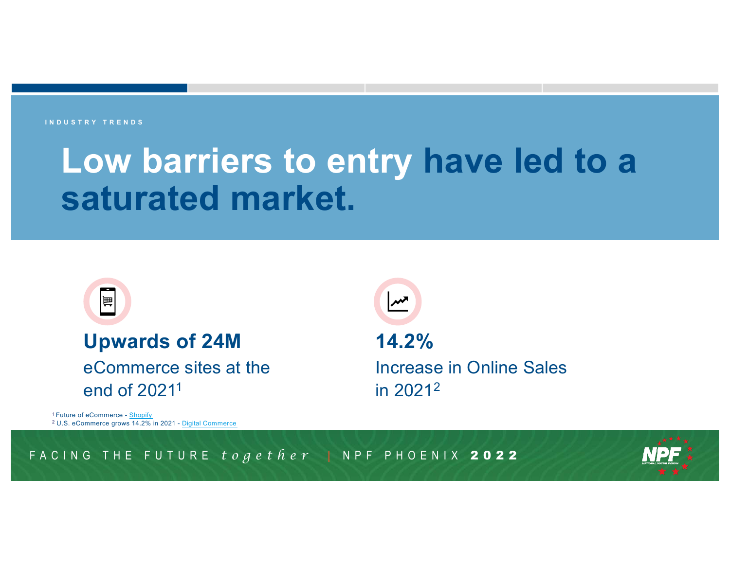INDUSTRY TRENDS

# Low barriers to entry have led to a saturated market.

**Upwards of 24M**

eCommerce sites at the end of 2021[1]

**14.2%**

Increase in Online Sales in 2021[2]

[1] Future of eCommerce - Shopify
[2] U.S. eCommerce grows 14.2% in 2021 - Digital Commerce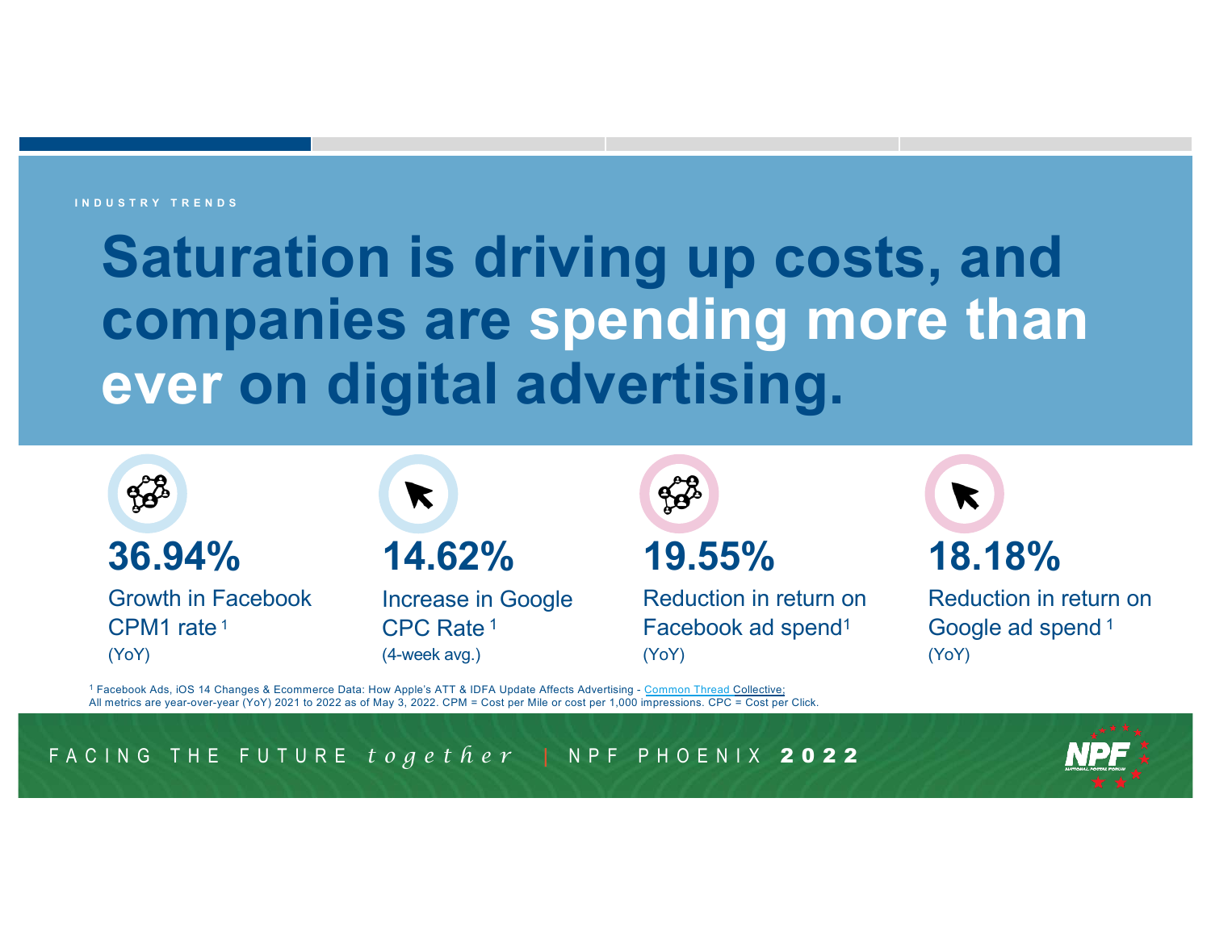INDUSTRY TRENDS

# Saturation is driving up costs, and companies are spending more than ever on digital advertising.

**36.94%**

Growth in Facebook CPM1 rate [1]

(YoY)

**14.62%**

Increase in Google CPC Rate [1]

(4-week avg.)

**19.55%**

Reduction in return on Facebook ad spend[1]

(YoY)

**18.18%**

Reduction in return on Google ad spend [1]

(YoY)

[1] Facebook Ads, iOS 14 Changes & Ecommerce Data: How Apple's ATT & IDFA Update Affects Advertising - Common Thread Collective;
All metrics are year-over-year (YoY) 2021 to 2022 as of May 3, 2022. CPM = Cost per Mile or cost per 1,000 impressions. CPC = Cost per Click.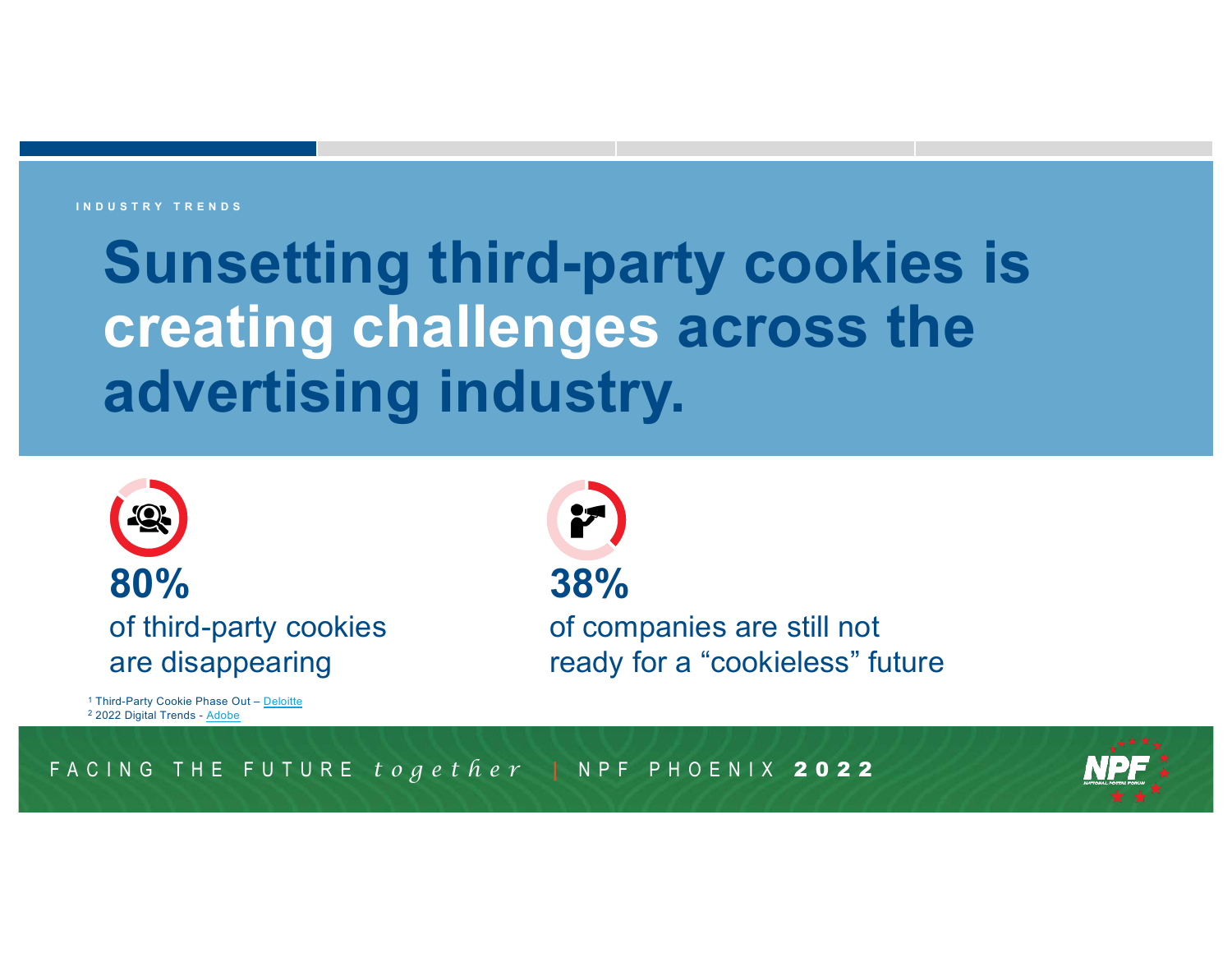INDUSTRY TRENDS

# Sunsetting third-party cookies is creating challenges across the advertising industry.

**80%**

of third-party cookies are disappearing

**38%**

of companies are still not ready for a "cookieless" future

[1] Third-Party Cookie Phase Out – Deloitte
[2] 2022 Digital Trends - Adobe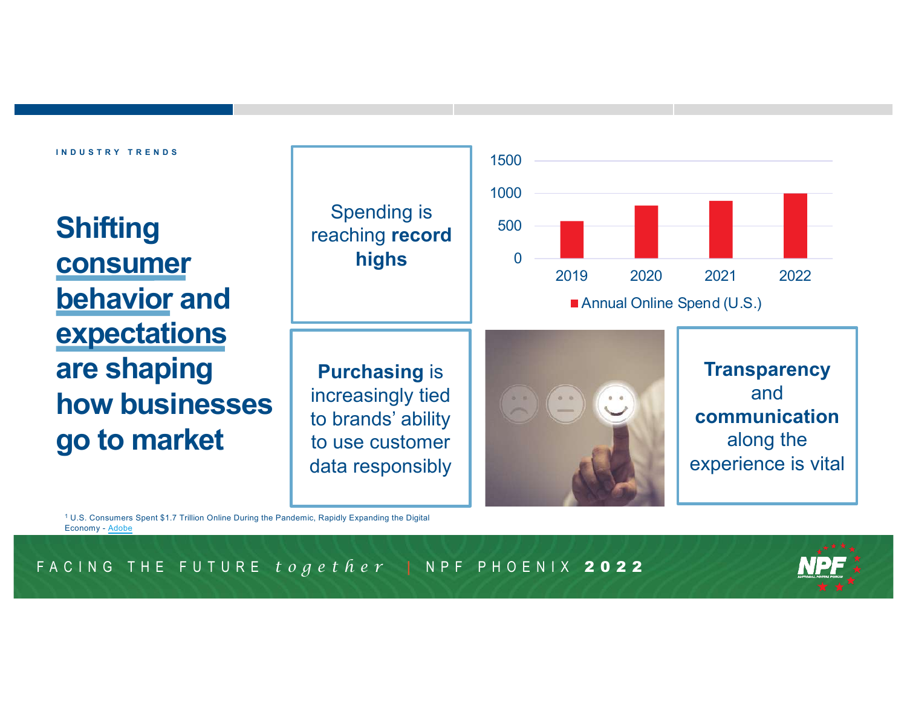INDUSTRY TRENDS

# Shifting consumer behavior and expectations are shaping how businesses go to market

Spending is reaching **record highs**

| Year | Annual Online Spend (U.S.) |
|---|---|
| 2019 | ~570 |
| 2020 | ~800 |
| 2021 | ~880 |
| 2022 | ~1000 |

**Purchasing** is increasingly tied to brands' ability to use customer data responsibly

**Transparency** and **communication** along the experience is vital

[1] U.S. Consumers Spent $1.7 Trillion Online During the Pandemic, Rapidly Expanding the Digital Economy - Adobe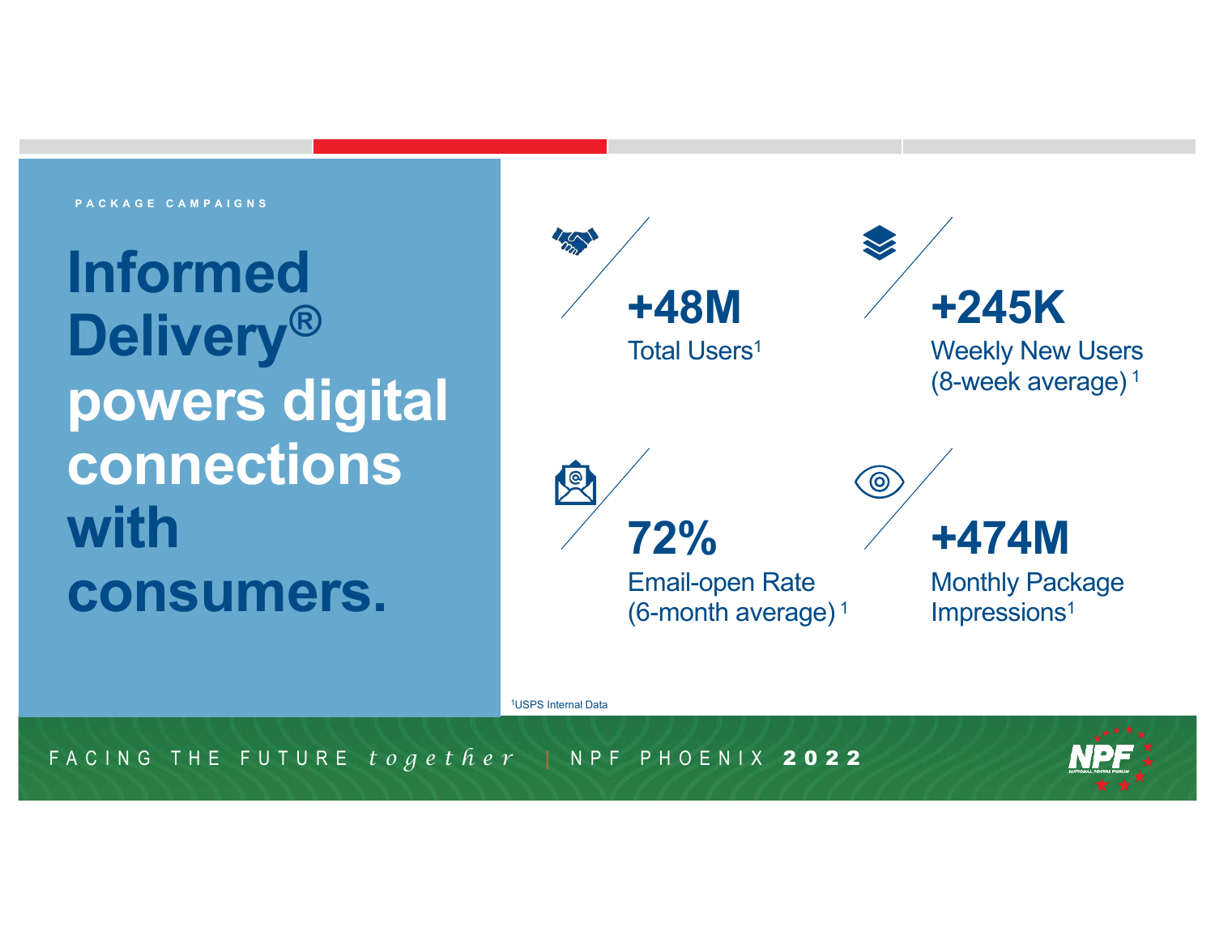PACKAGE CAMPAIGNS

# Informed Delivery® powers digital connections with consumers.

**+48M**
Total Users[1]

**+245K**
Weekly New Users (8-week average)[1]

**72%**
Email-open Rate (6-month average)[1]

**+474M**
Monthly Package Impressions[1]

[1]USPS Internal Data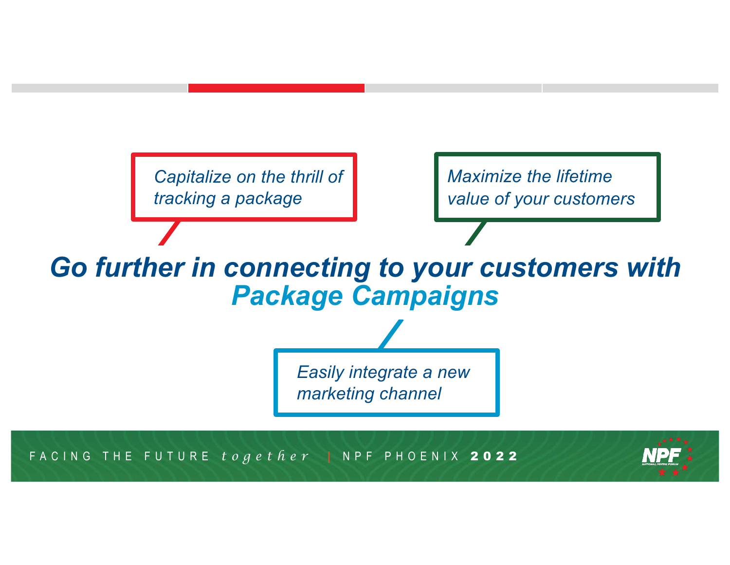*Capitalize on the thrill of tracking a package*

*Maximize the lifetime value of your customers*

## *Go further in connecting to your customers with Package Campaigns*

*Easily integrate a new marketing channel*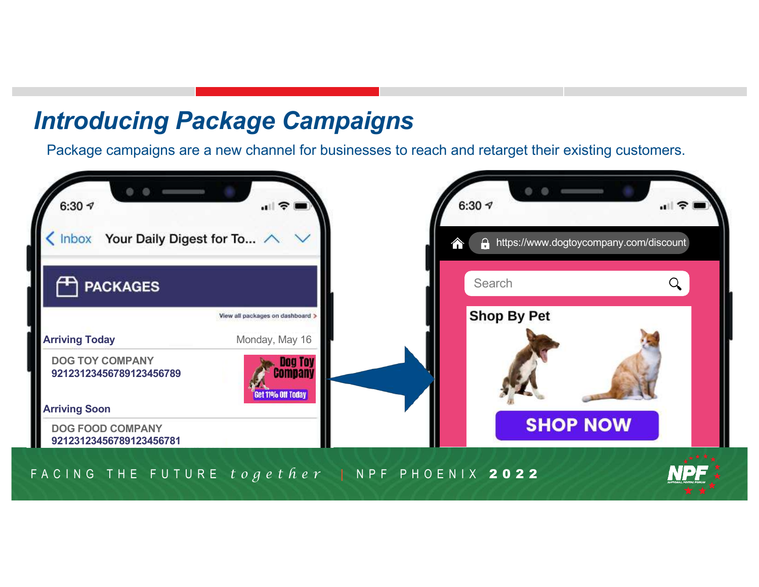# Introducing Package Campaigns

Package campaigns are a new channel for businesses to reach and retarget their existing customers.

6:30

Inbox Your Daily Digest for To...

PACKAGES

View all packages on dashboard >

Arriving Today Monday, May 16

DOG TOY COMPANY
92123123456789123456789

Dog Toy Company
Get 11% Off Today

Arriving Soon

DOG FOOD COMPANY
92123123456789123456781

6:30

https://www.dogtoycompany.com/discount

Search

Shop By Pet

SHOP NOW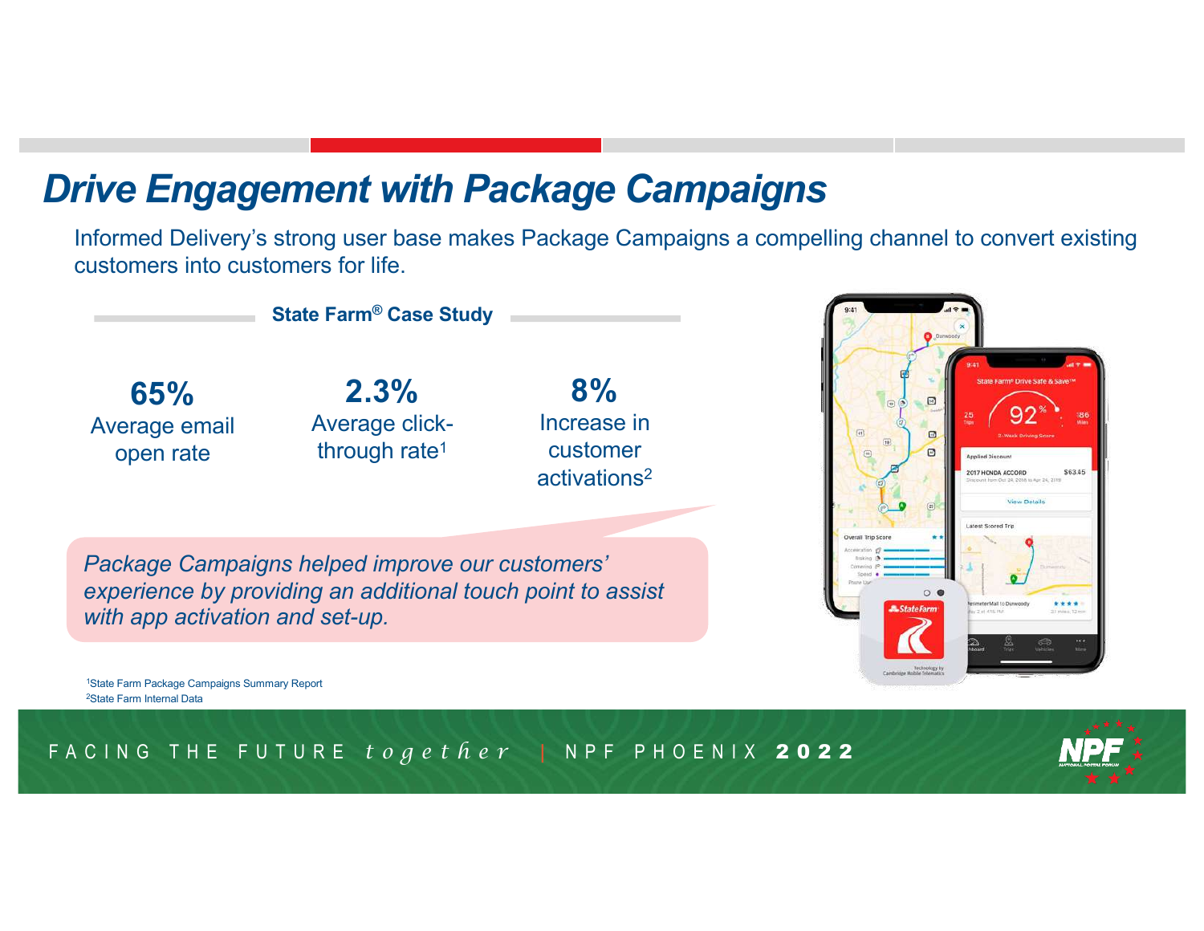# *Drive Engagement with Package Campaigns*

Informed Delivery's strong user base makes Package Campaigns a compelling channel to convert existing customers into customers for life.

## State Farm® Case Study

**65%**
Average email open rate

**2.3%**
Average click-through rate[1]

**8%**
Increase in customer activations[2]

*Package Campaigns helped improve our customers' experience by providing an additional touch point to assist with app activation and set-up.*

[1]State Farm Package Campaigns Summary Report
[2]State Farm Internal Data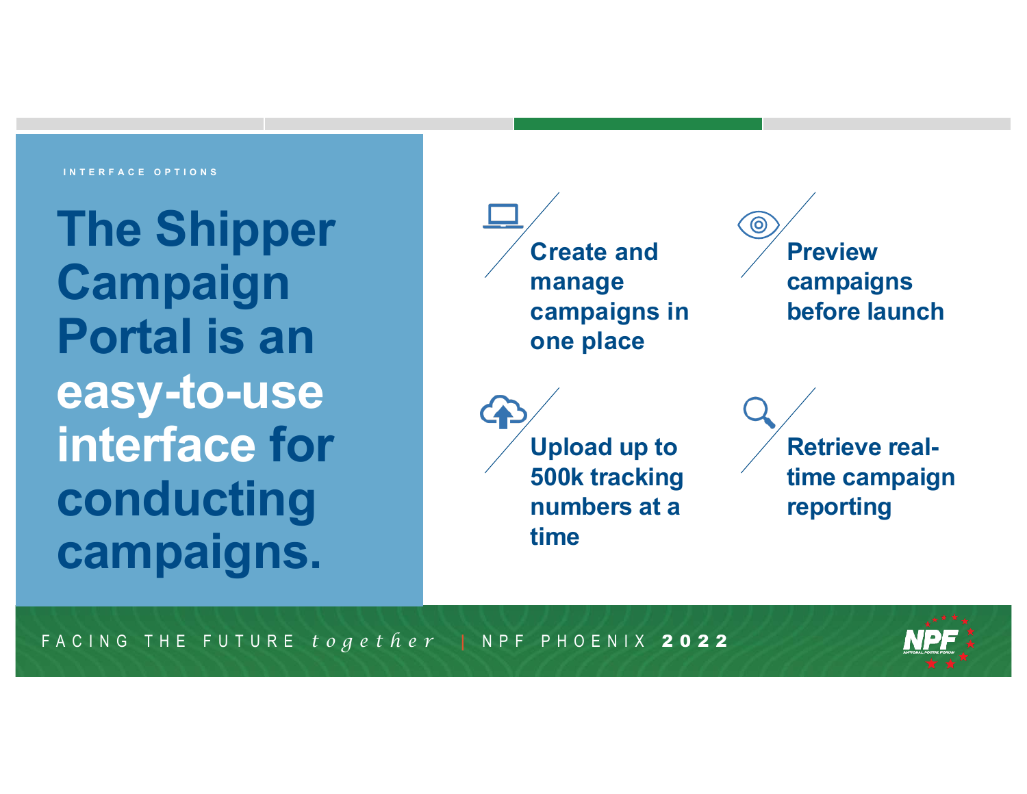INTERFACE OPTIONS

# The Shipper Campaign Portal is an easy-to-use interface for conducting campaigns.

- **Create and manage campaigns in one place**
- **Preview campaigns before launch**
- **Upload up to 500k tracking numbers at a time**
- **Retrieve real-time campaign reporting**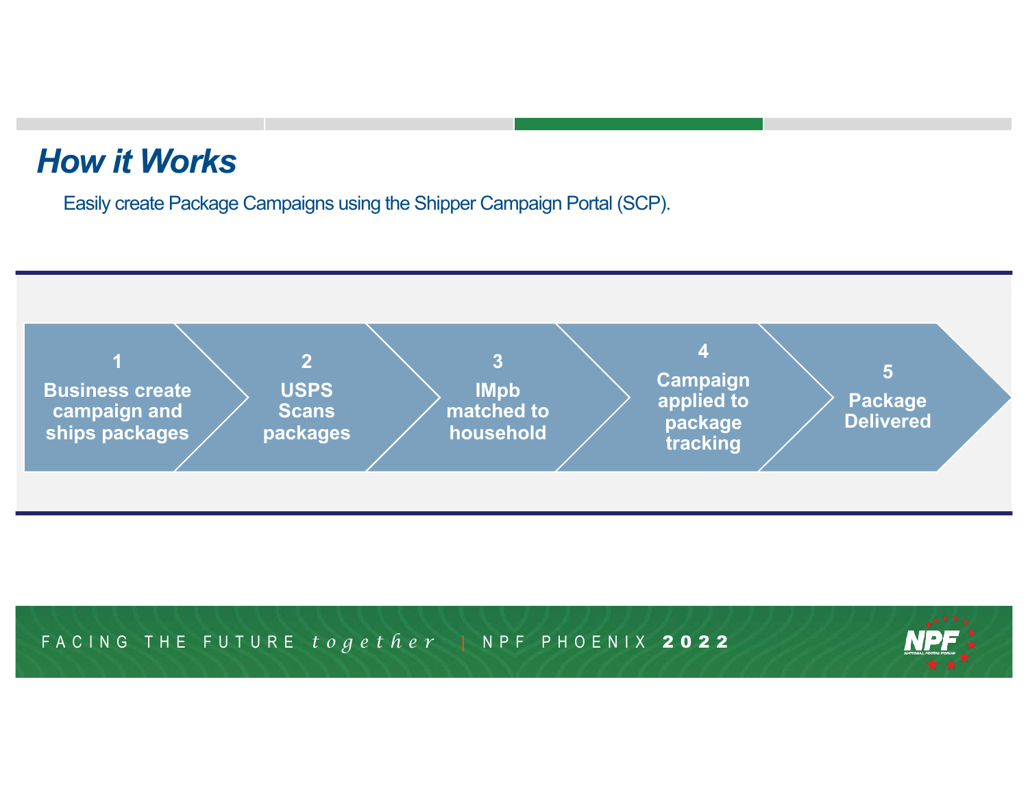# *How it Works*

Easily create Package Campaigns using the Shipper Campaign Portal (SCP).

1. **Business create campaign and ships packages**
2. **USPS Scans packages**
3. **IMpb matched to household**
4. **Campaign applied to package tracking**
5. **Package Delivered**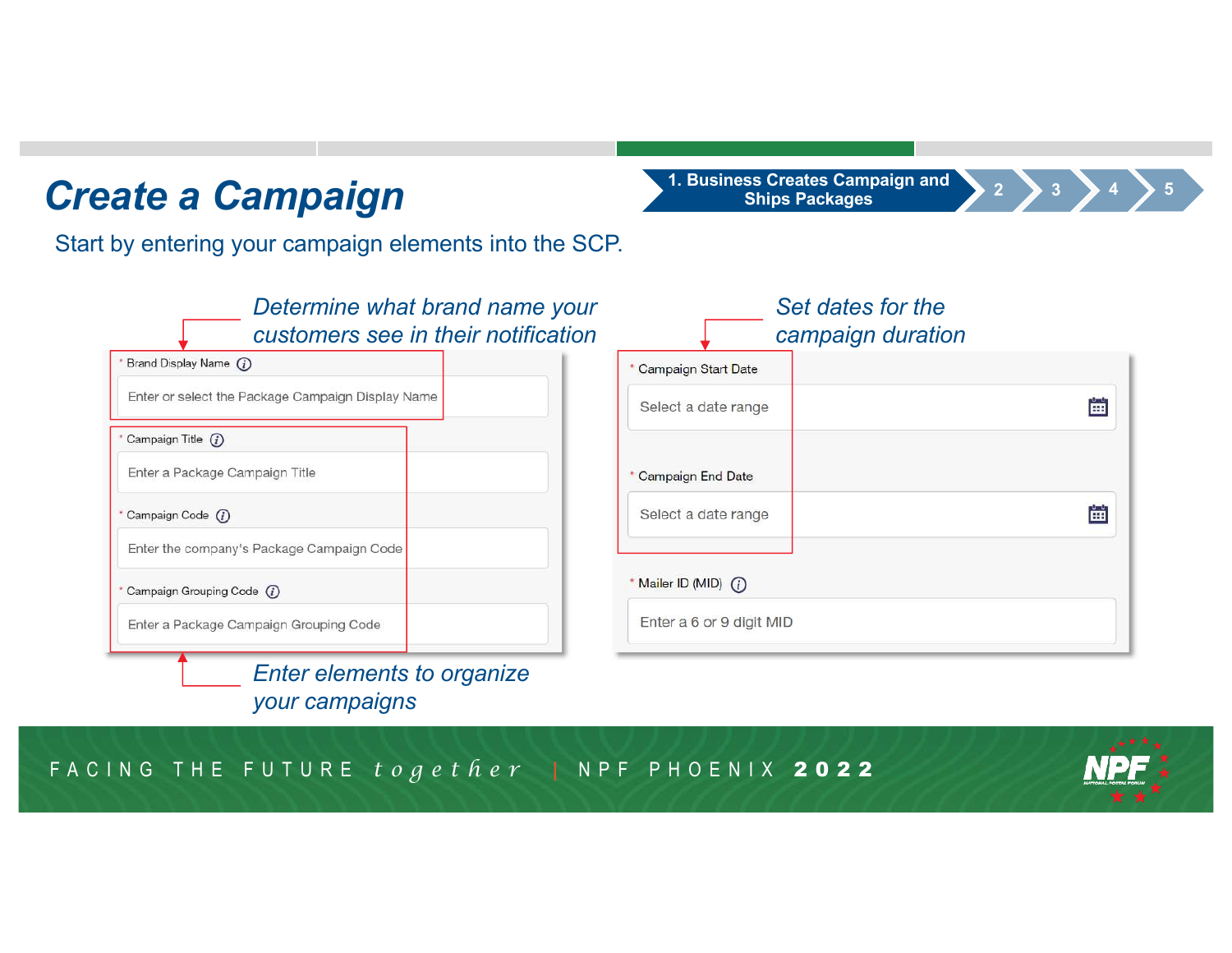# Create a Campaign

1. Business Creates Campaign and Ships Packages → 2 → 3 → 4 → 5

Start by entering your campaign elements into the SCP.

*Determine what brand name your customers see in their notification*

* Brand Display Name
Enter or select the Package Campaign Display Name

* Campaign Title
Enter a Package Campaign Title

* Campaign Code
Enter the company's Package Campaign Code

* Campaign Grouping Code
Enter a Package Campaign Grouping Code

*Enter elements to organize your campaigns*

*Set dates for the campaign duration*

* Campaign Start Date
Select a date range

* Campaign End Date
Select a date range

* Mailer ID (MID)
Enter a 6 or 9 digit MID

FACING THE FUTURE *together* | NPF PHOENIX **2022**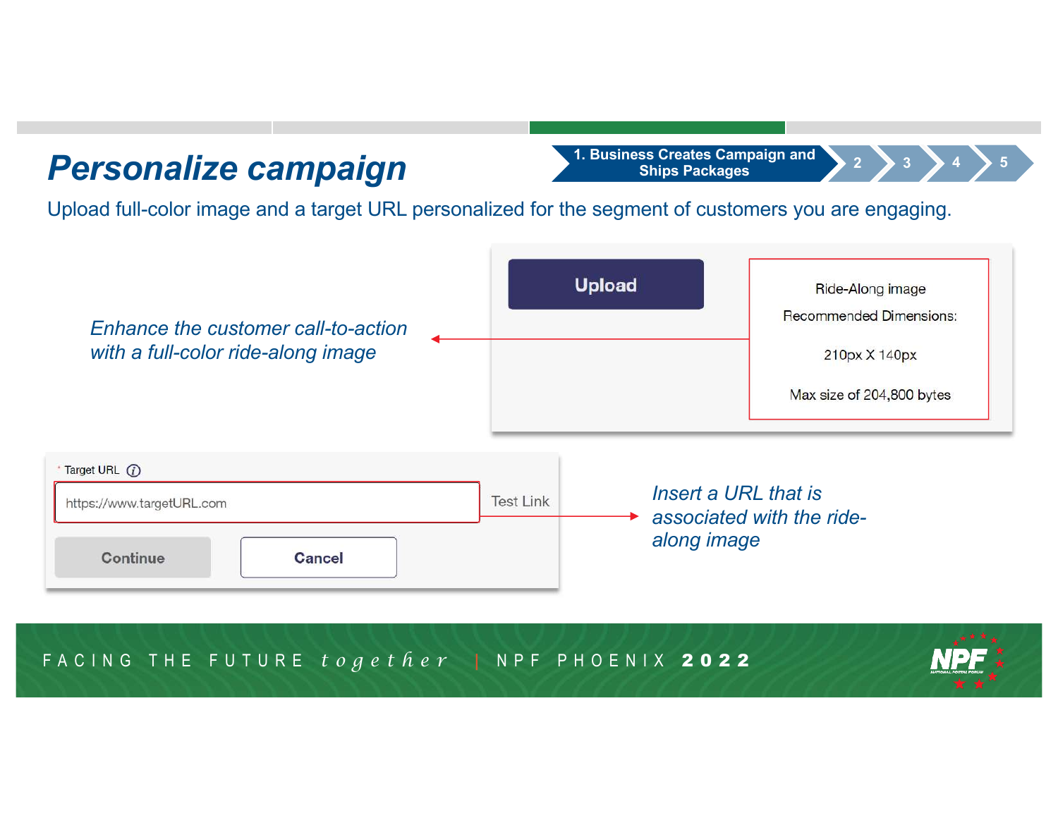# Personalize campaign

1. Business Creates Campaign and Ships Packages | 2 | 3 | 4 | 5

Upload full-color image and a target URL personalized for the segment of customers you are engaging.

Upload

Ride-Along image

Recommended Dimensions:

210px X 140px

Max size of 204,800 bytes

*Enhance the customer call-to-action with a full-color ride-along image*

* Target URL

https://www.targetURL.com

Test Link

Continue

Cancel

*Insert a URL that is associated with the ride-along image*

FACING THE FUTURE *together* | NPF PHOENIX **2022**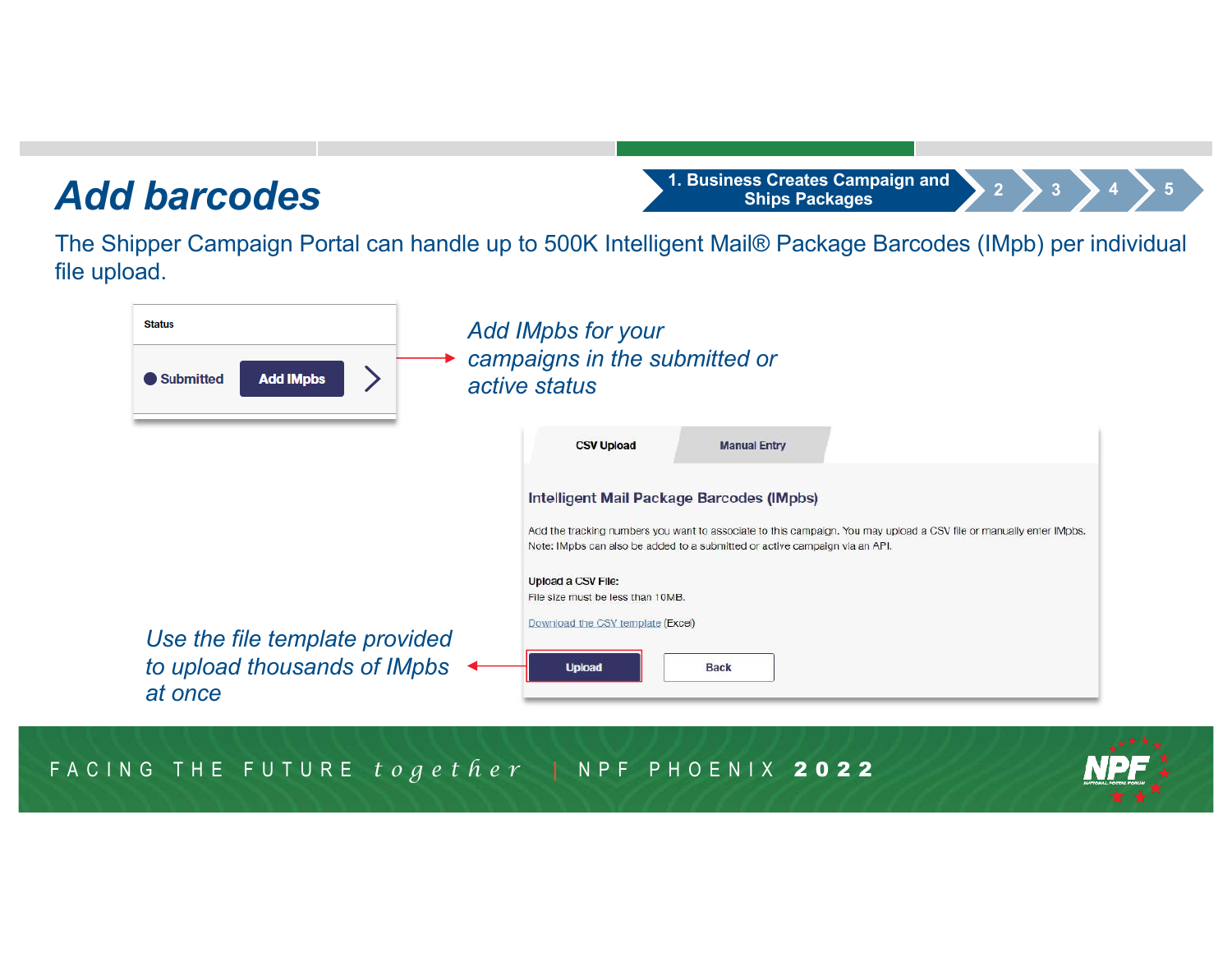# Add barcodes

1. Business Creates Campaign and Ships Packages | 2 | 3 | 4 | 5

The Shipper Campaign Portal can handle up to 500K Intelligent Mail® Package Barcodes (IMpb) per individual file upload.

Status

Submitted **Add IMpbs**

*Add IMpbs for your campaigns in the submitted or active status*

CSV Upload | Manual Entry

**Intelligent Mail Package Barcodes (IMpbs)**

Add the tracking numbers you want to associate to this campaign. You may upload a CSV file or manually enter IMpbs.
Note: IMpbs can also be added to a submitted or active campaign via an API.

**Upload a CSV File:**
File size must be less than 10MB.

Download the CSV template (Excel)

Upload | Back

*Use the file template provided to upload thousands of IMpbs at once*

FACING THE FUTURE *together* | NPF PHOENIX **2022**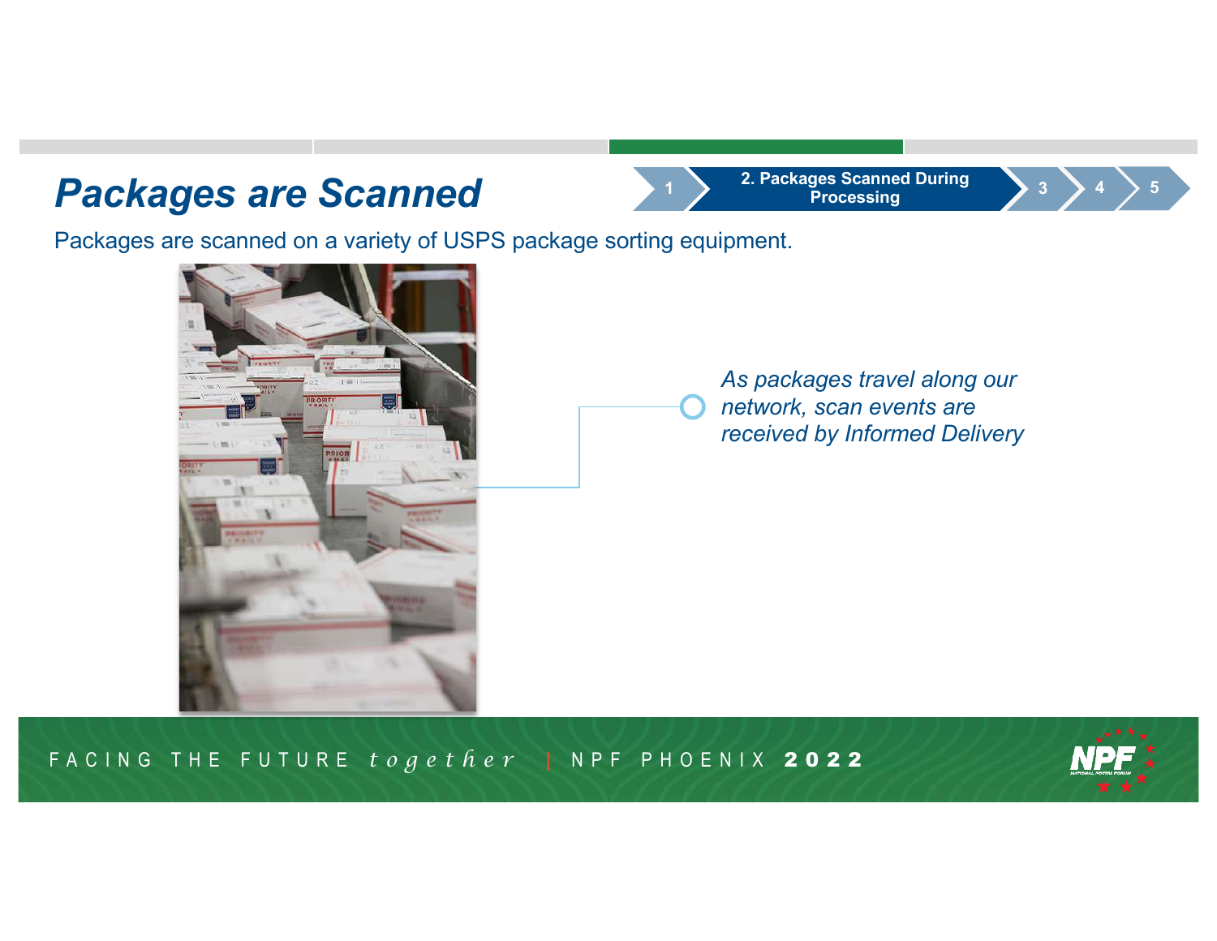# Packages are Scanned

1 | **2. Packages Scanned During Processing** | 3 | 4 | 5

Packages are scanned on a variety of USPS package sorting equipment.

*As packages travel along our network, scan events are received by Informed Delivery*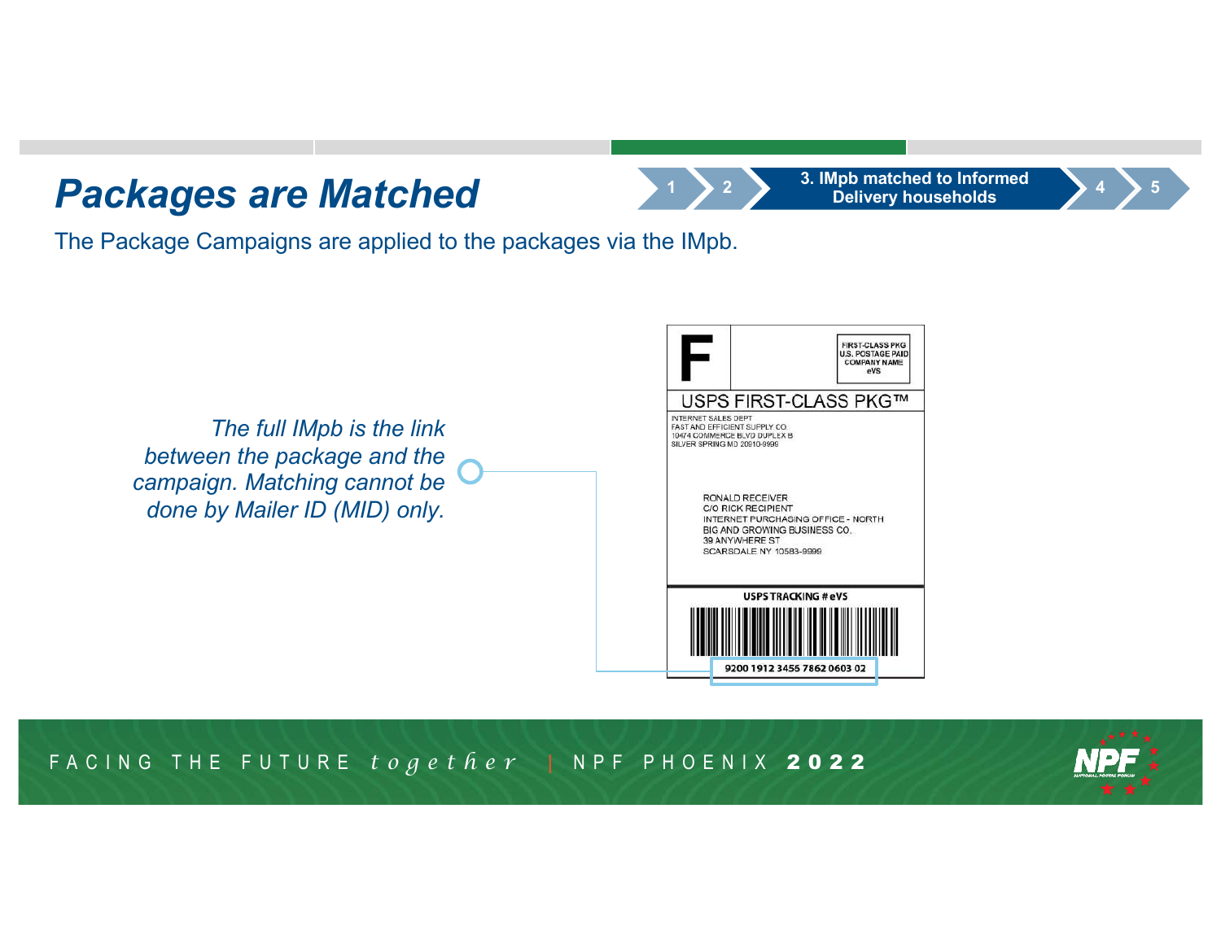# Packages are Matched

1 › 2 › **3. IMpb matched to Informed Delivery households** › 4 › 5

The Package Campaigns are applied to the packages via the IMpb.

*The full IMpb is the link between the package and the campaign. Matching cannot be done by Mailer ID (MID) only.*

F

FIRST-CLASS PKG
U.S. POSTAGE PAID
COMPANY NAME
eVS

USPS FIRST-CLASS PKG™

INTERNET SALES DEPT
FAST AND EFFICIENT SUPPLY CO.
10474 COMMERCE BLVD DUPLEX B
SILVER SPRING MD 20910-9999

RONALD RECEIVER
C/O RICK RECIPIENT
INTERNET PURCHASING OFFICE - NORTH
BIG AND GROWING BUSINESS CO.
39 ANYWHERE ST
SCARSDALE NY 10583-9999

USPS TRACKING # eVS

9200 1912 3456 7862 0603 02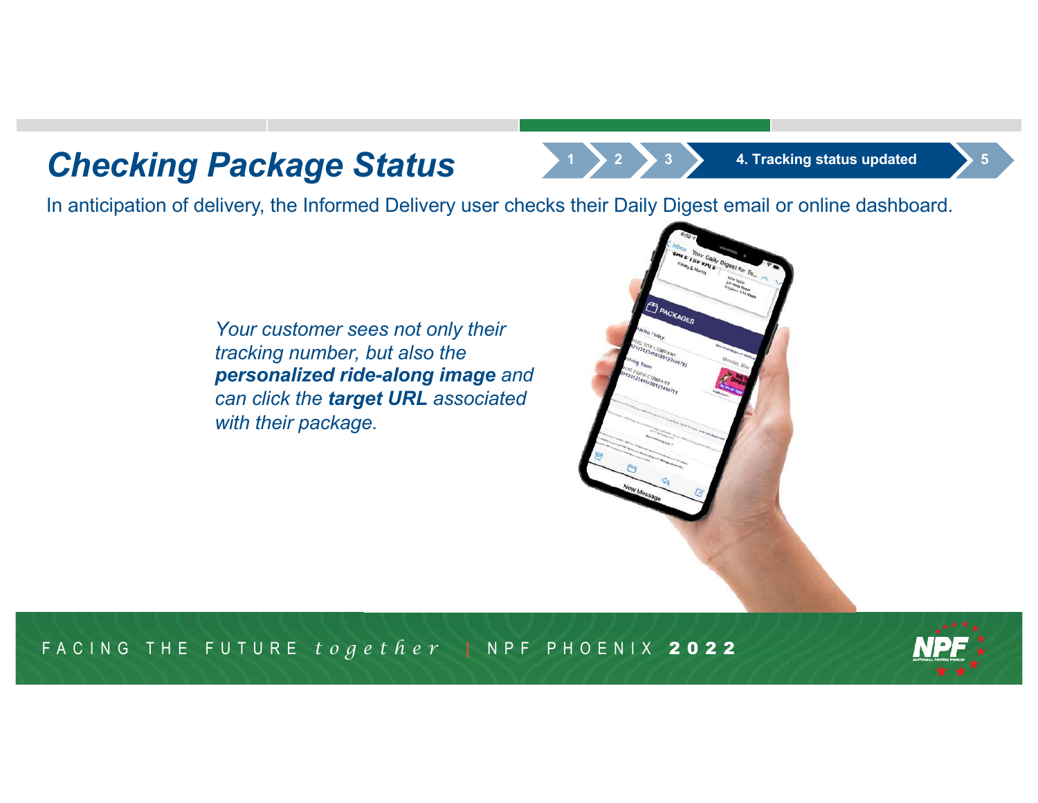# *Checking Package Status*

1 › 2 › 3 › **4. Tracking status updated** › 5

In anticipation of delivery, the Informed Delivery user checks their Daily Digest email or online dashboard.

*Your customer sees not only their tracking number, but also the* ***personalized ride-along image*** *and can click the* ***target URL*** *associated with their package.*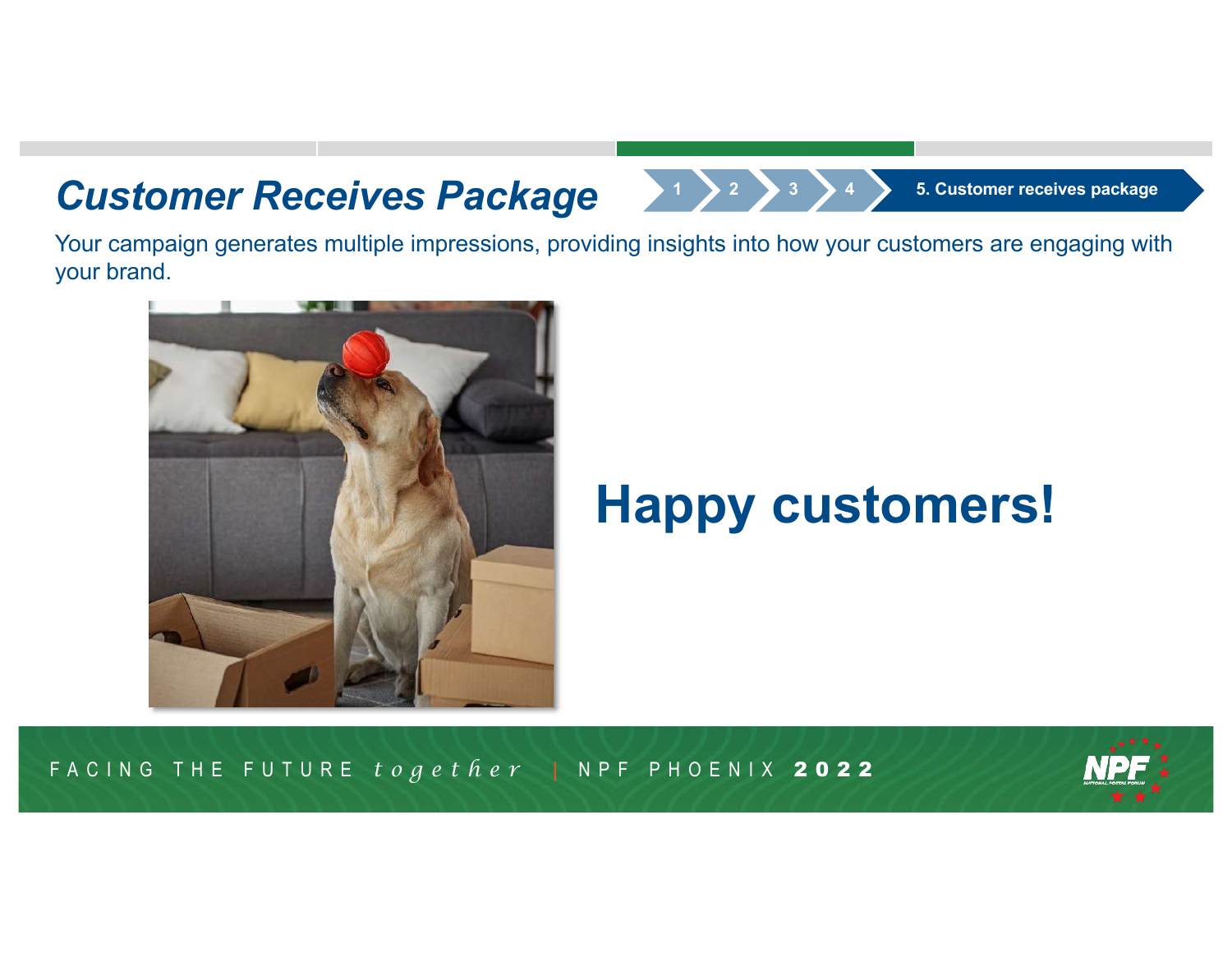# Customer Receives Package

1 › 2 › 3 › 4 › **5. Customer receives package**

Your campaign generates multiple impressions, providing insights into how your customers are engaging with your brand.

## Happy customers!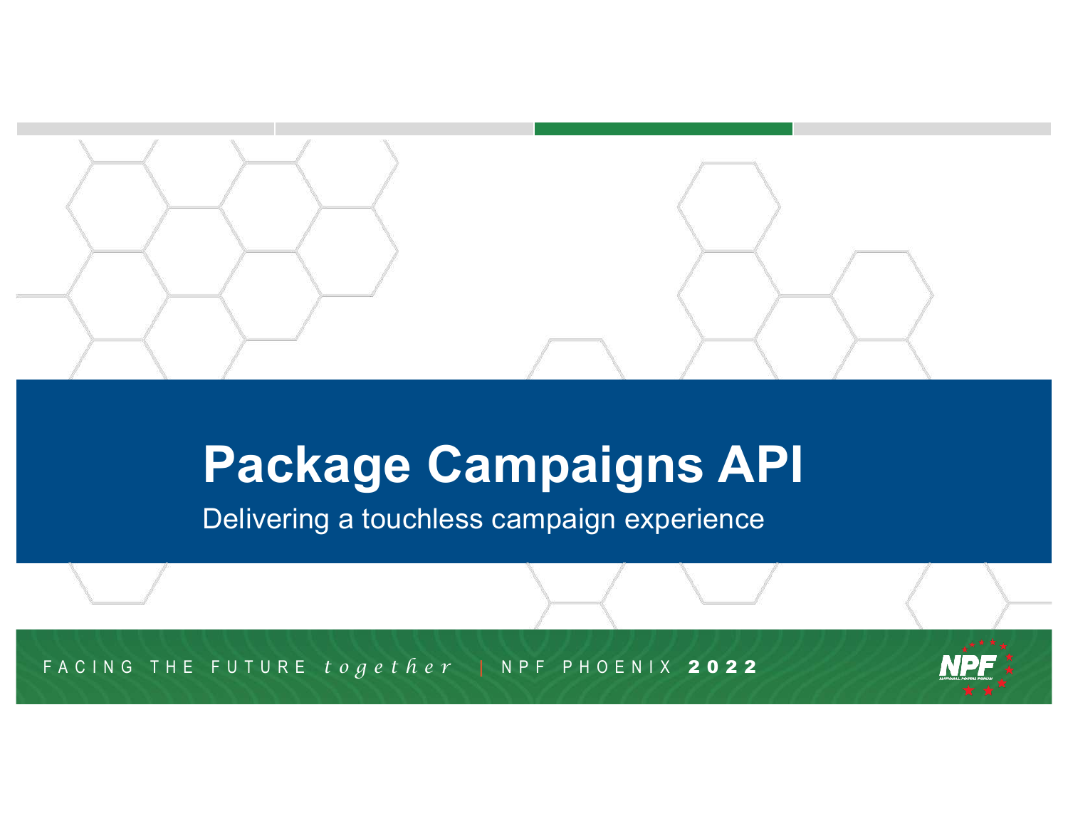# Package Campaigns API

Delivering a touchless campaign experience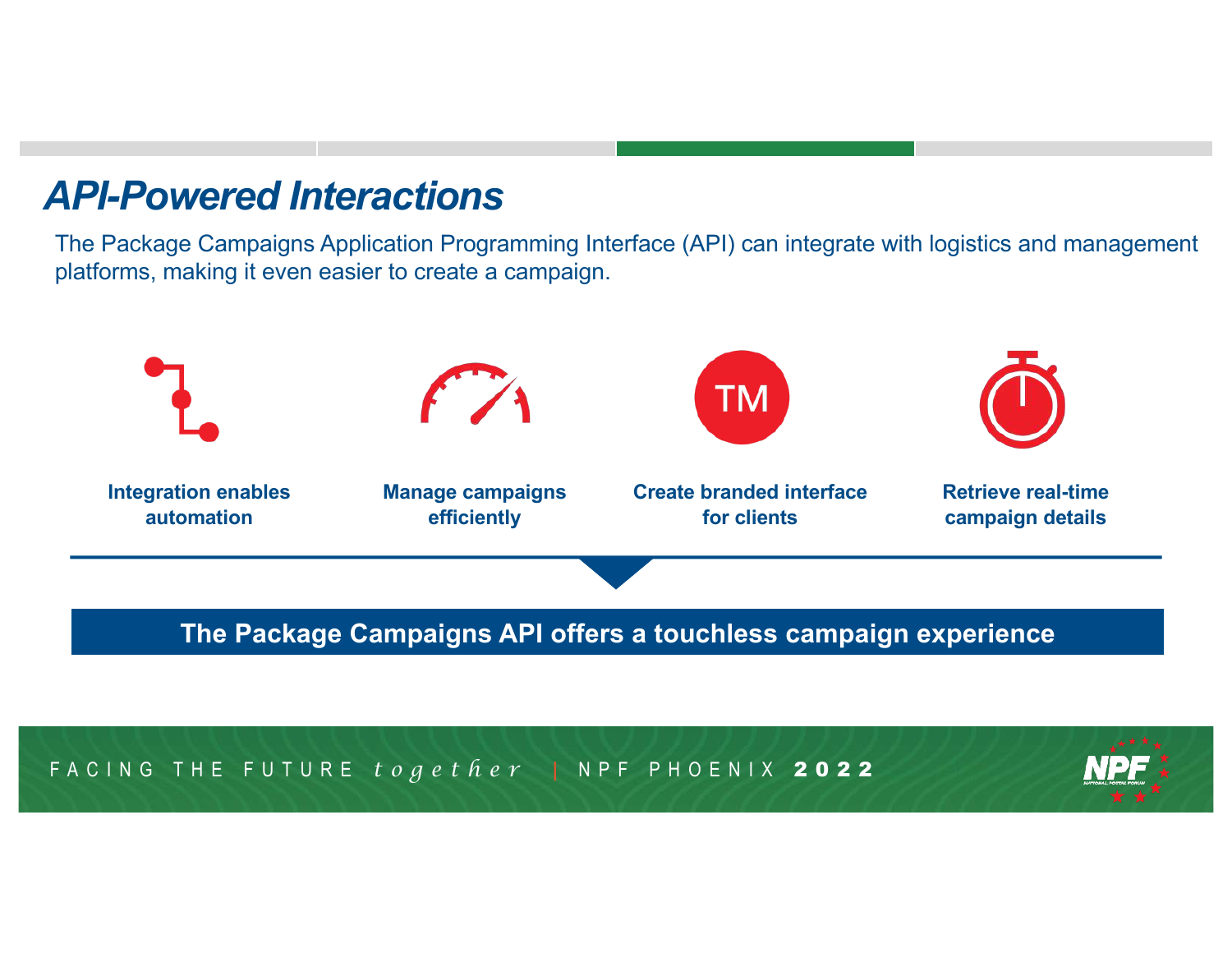# API-Powered Interactions

The Package Campaigns Application Programming Interface (API) can integrate with logistics and management platforms, making it even easier to create a campaign.

- **Integration enables automation**
- **Manage campaigns efficiently**
- **Create branded interface for clients**
- **Retrieve real-time campaign details**

**The Package Campaigns API offers a touchless campaign experience**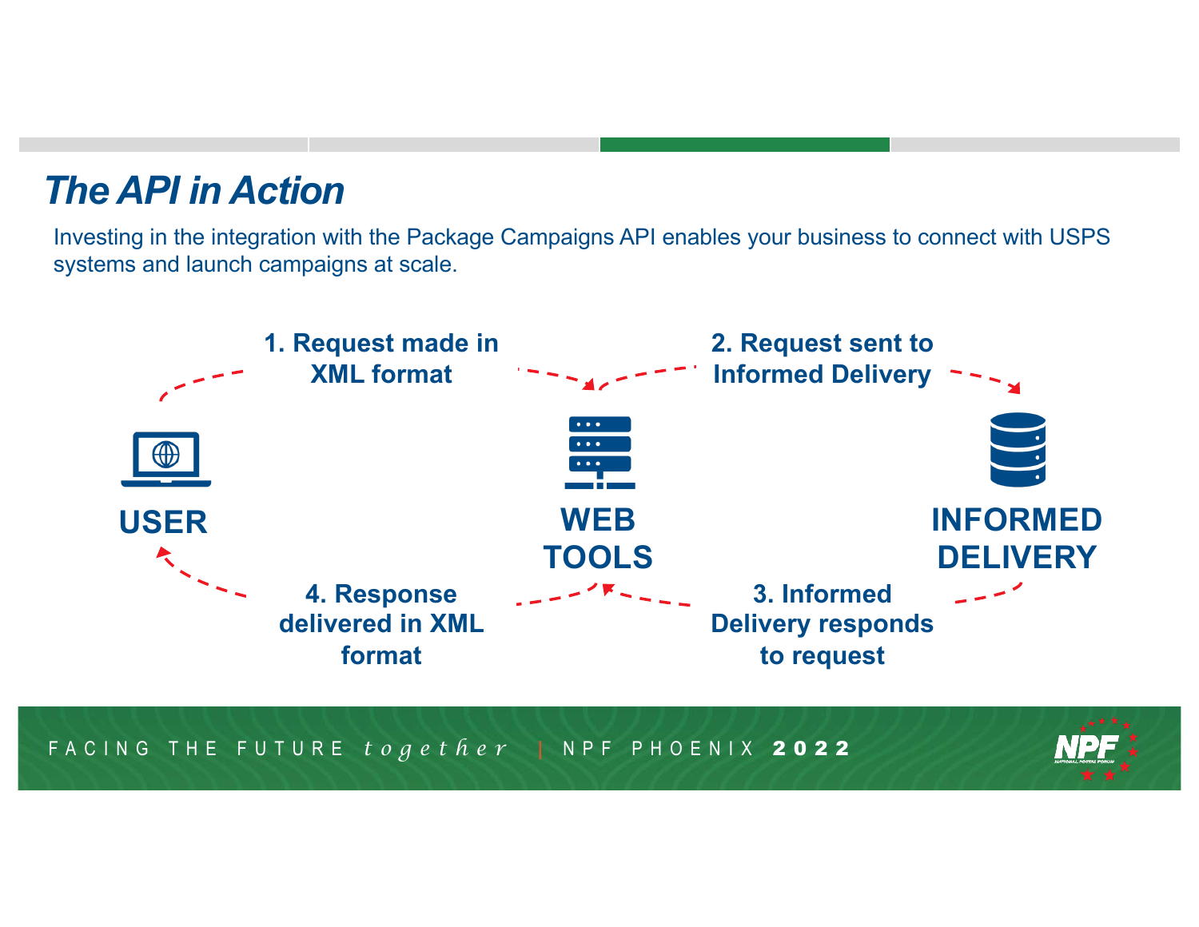# The API in Action

Investing in the integration with the Package Campaigns API enables your business to connect with USPS systems and launch campaigns at scale.

**USER**

**WEB TOOLS**

**INFORMED DELIVERY**

**1. Request made in XML format**

**2. Request sent to Informed Delivery**

**3. Informed Delivery responds to request**

**4. Response delivered in XML format**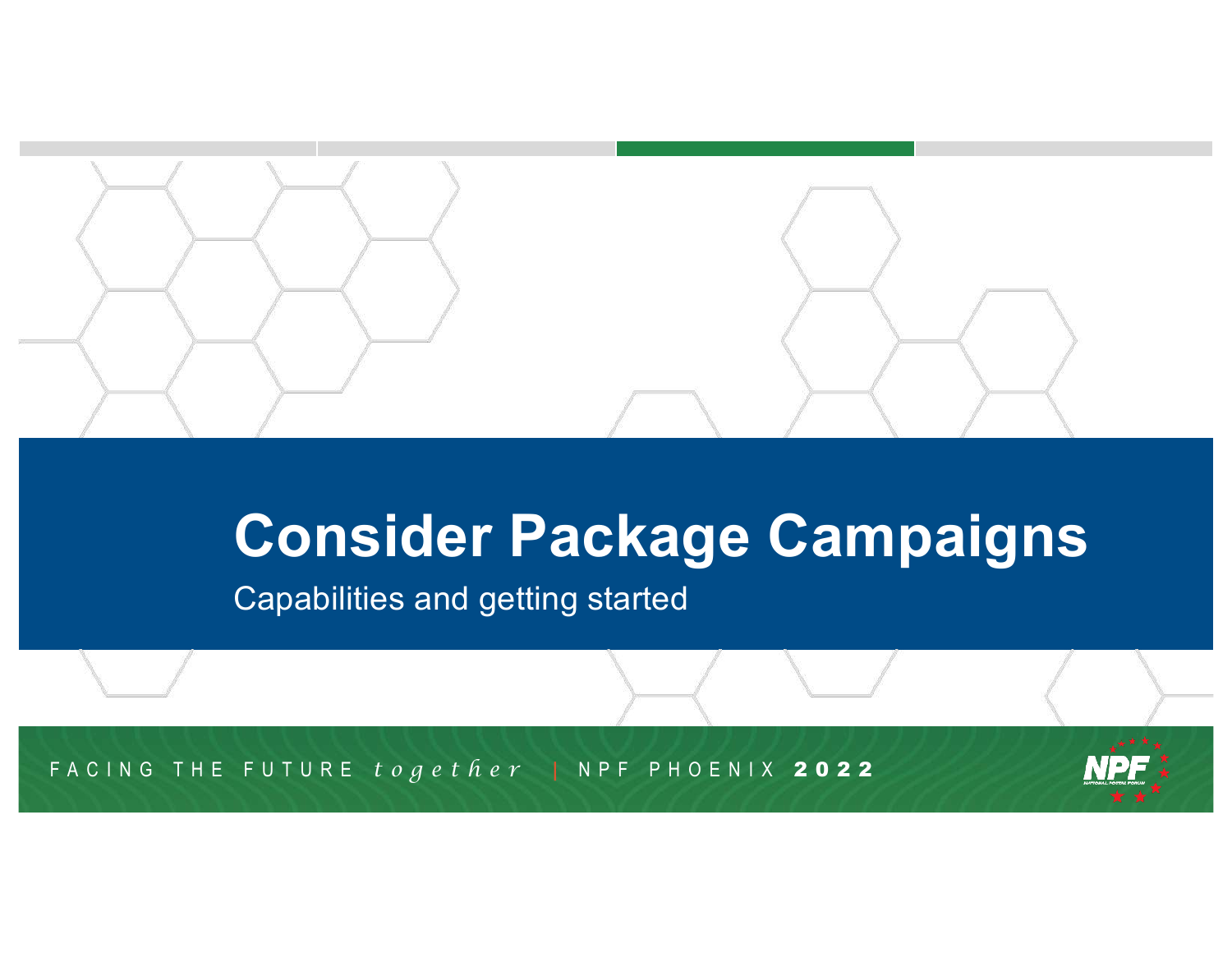# Consider Package Campaigns

Capabilities and getting started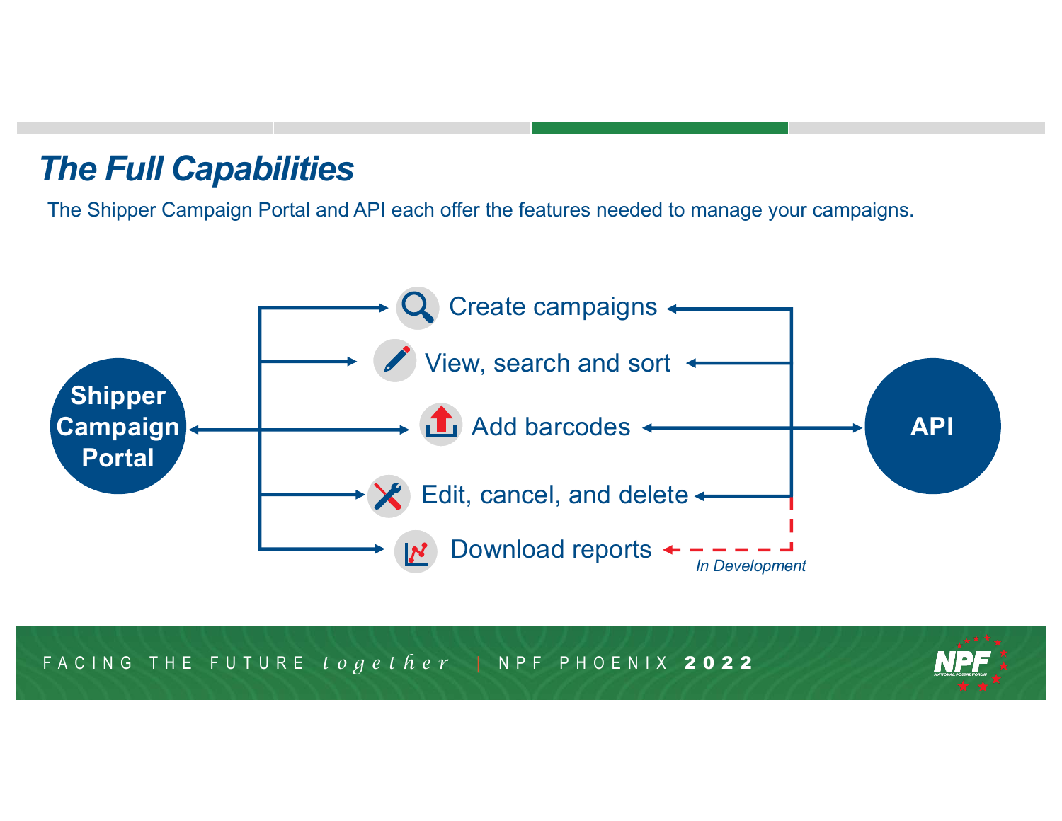# The Full Capabilities

The Shipper Campaign Portal and API each offer the features needed to manage your campaigns.

**Shipper Campaign Portal**

- Create campaigns
- View, search and sort
- Add barcodes
- Edit, cancel, and delete
- Download reports

**API**

*In Development*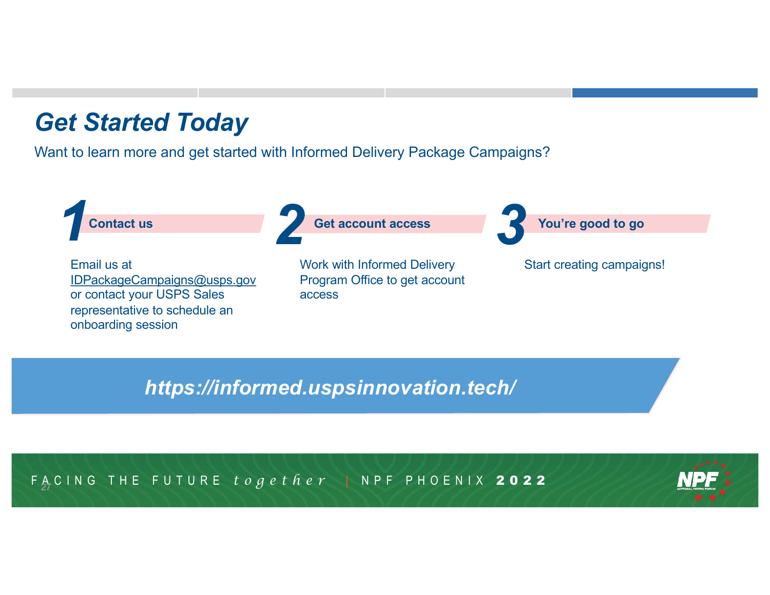# Get Started Today

Want to learn more and get started with Informed Delivery Package Campaigns?

## 1 Contact us

Email us at IDPackageCampaigns@usps.gov or contact your USPS Sales representative to schedule an onboarding session

## 2 Get account access

Work with Informed Delivery Program Office to get account access

## 3 You're good to go

Start creating campaigns!

***https://informed.uspsinnovation.tech/***